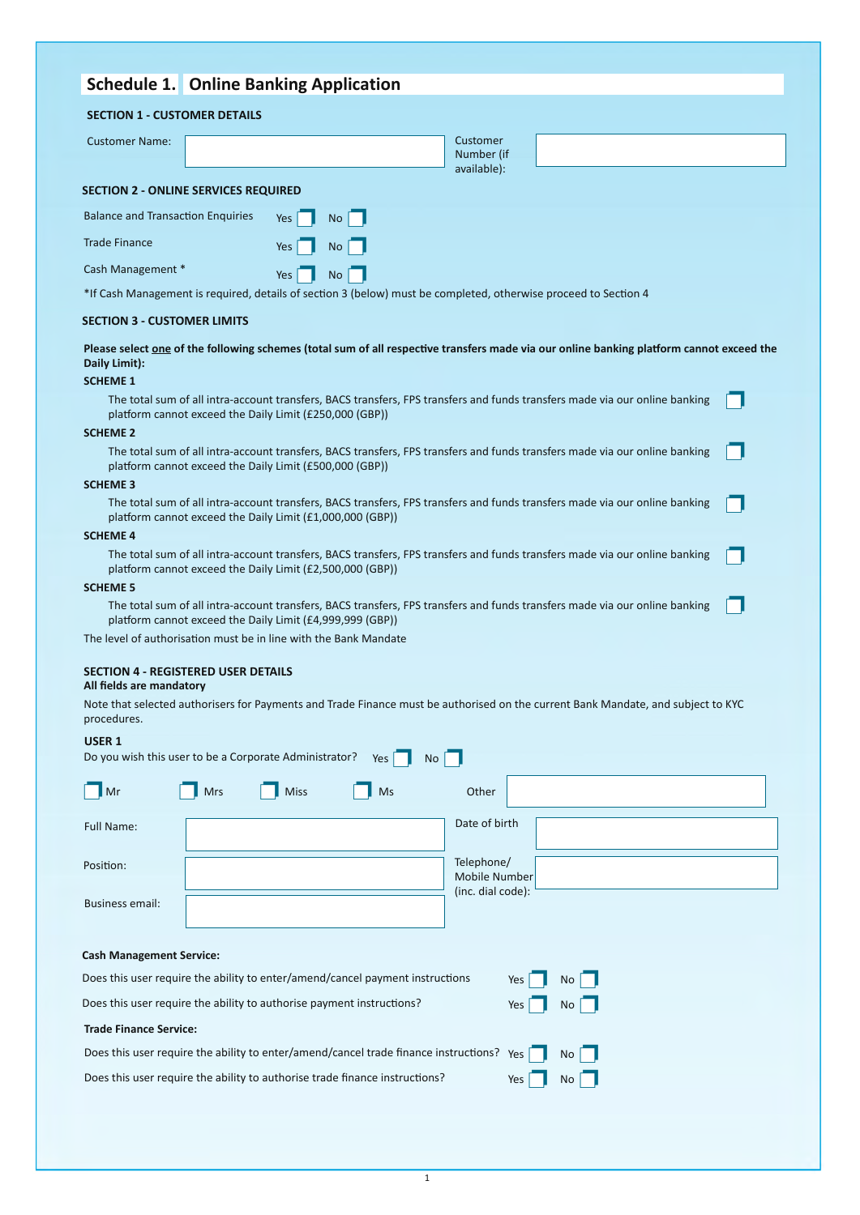# Schedule 1. Online Banking Application

## SECTION 1 - CUSTOMER DETAILS

| Customer Name: | | Customer Number (if available): | |
|---|---|---|---|

## SECTION 2 - ONLINE SERVICES REQUIRED

| | | |
|---|---|---|
| Balance and Transaction Enquiries | Yes ☐ | No ☐ |
| Trade Finance | Yes ☐ | No ☐ |
| Cash Management * | Yes ☐ | No ☐ |

*If Cash Management is required, details of section 3 (below) must be completed, otherwise proceed to Section 4

## SECTION 3 - CUSTOMER LIMITS

**Please select one of the following schemes (total sum of all respective transfers made via our online banking platform cannot exceed the Daily Limit):**

**SCHEME 1**

The total sum of all intra-account transfers, BACS transfers, FPS transfers and funds transfers made via our online banking platform cannot exceed the Daily Limit (£250,000 (GBP)) ☐

**SCHEME 2**

The total sum of all intra-account transfers, BACS transfers, FPS transfers and funds transfers made via our online banking platform cannot exceed the Daily Limit (£500,000 (GBP)) ☐

**SCHEME 3**

The total sum of all intra-account transfers, BACS transfers, FPS transfers and funds transfers made via our online banking platform cannot exceed the Daily Limit (£1,000,000 (GBP)) ☐

**SCHEME 4**

The total sum of all intra-account transfers, BACS transfers, FPS transfers and funds transfers made via our online banking platform cannot exceed the Daily Limit (£2,500,000 (GBP)) ☐

**SCHEME 5**

The total sum of all intra-account transfers, BACS transfers, FPS transfers and funds transfers made via our online banking platform cannot exceed the Daily Limit (£4,999,999 (GBP)) ☐

The level of authorisation must be in line with the Bank Mandate

## SECTION 4 - REGISTERED USER DETAILS

**All fields are mandatory**

Note that selected authorisers for Payments and Trade Finance must be authorised on the current Bank Mandate, and subject to KYC procedures.

**USER 1**

Do you wish this user to be a Corporate Administrator? Yes ☐ No ☐

☐ Mr ☐ Mrs ☐ Miss ☐ Ms Other: ______

| | | | |
|---|---|---|---|
| Full Name: | | Date of birth | |
| Position: | | Telephone/ Mobile Number (inc. dial code): | |
| Business email: | | | |

**Cash Management Service:**

| | | |
|---|---|---|
| Does this user require the ability to enter/amend/cancel payment instructions | Yes ☐ | No ☐ |
| Does this user require the ability to authorise payment instructions? | Yes ☐ | No ☐ |

**Trade Finance Service:**

| | | |
|---|---|---|
| Does this user require the ability to enter/amend/cancel trade finance instructions? | Yes ☐ | No ☐ |
| Does this user require the ability to authorise trade finance instructions? | Yes ☐ | No ☐ |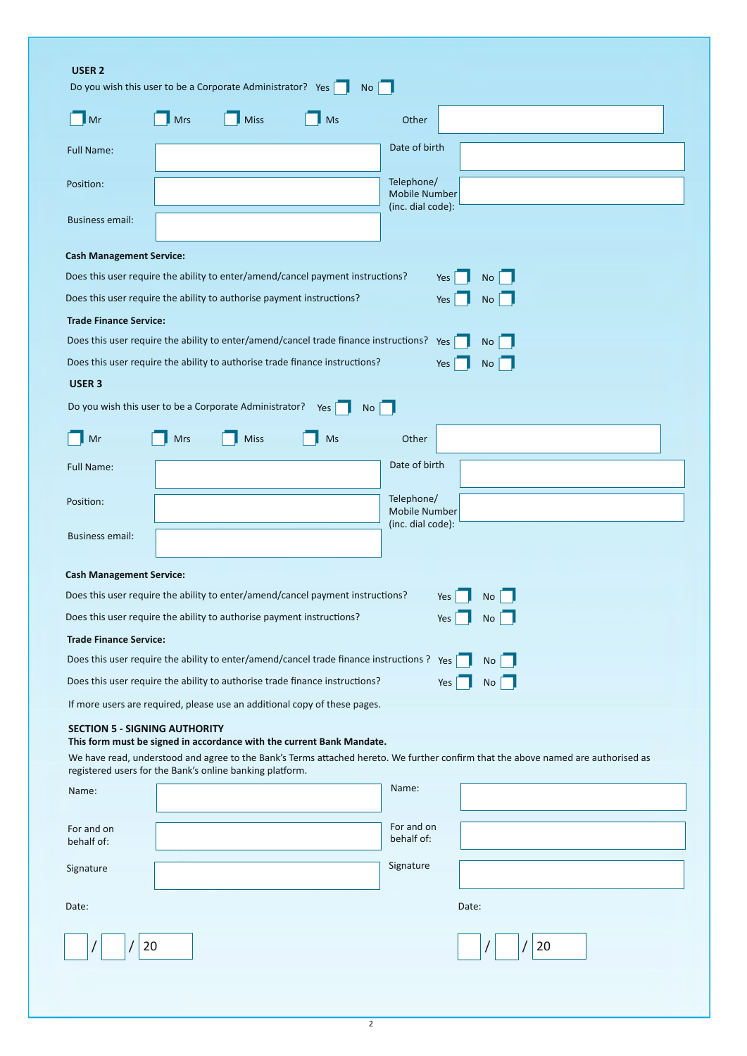**USER 2**

Do you wish this user to be a Corporate Administrator? Yes ☐ No ☐

☐ Mr ☐ Mrs ☐ Miss ☐ Ms Other

Full Name:

Date of birth

Position:

Telephone/ Mobile Number (inc. dial code):

Business email:

**Cash Management Service:**

Does this user require the ability to enter/amend/cancel payment instructions? Yes ☐ No ☐

Does this user require the ability to authorise payment instructions? Yes ☐ No ☐

**Trade Finance Service:**

Does this user require the ability to enter/amend/cancel trade finance instructions? Yes ☐ No ☐

Does this user require the ability to authorise trade finance instructions? Yes ☐ No ☐

**USER 3**

Do you wish this user to be a Corporate Administrator? Yes ☐ No ☐

☐ Mr ☐ Mrs ☐ Miss ☐ Ms Other

Full Name:

Date of birth

Position:

Telephone/ Mobile Number (inc. dial code):

Business email:

**Cash Management Service:**

Does this user require the ability to enter/amend/cancel payment instructions? Yes ☐ No ☐

Does this user require the ability to authorise payment instructions? Yes ☐ No ☐

**Trade Finance Service:**

Does this user require the ability to enter/amend/cancel trade finance instructions ? Yes ☐ No ☐

Does this user require the ability to authorise trade finance instructions? Yes ☐ No ☐

If more users are required, please use an additional copy of these pages.

**SECTION 5 - SIGNING AUTHORITY**

**This form must be signed in accordance with the current Bank Mandate.**

We have read, understood and agree to the Bank's Terms attached hereto. We further confirm that the above named are authorised as registered users for the Bank's online banking platform.

Name:

For and on behalf of:

Signature

Date:

/ / 20

Name:

For and on behalf of:

Signature

Date:

/ / 20